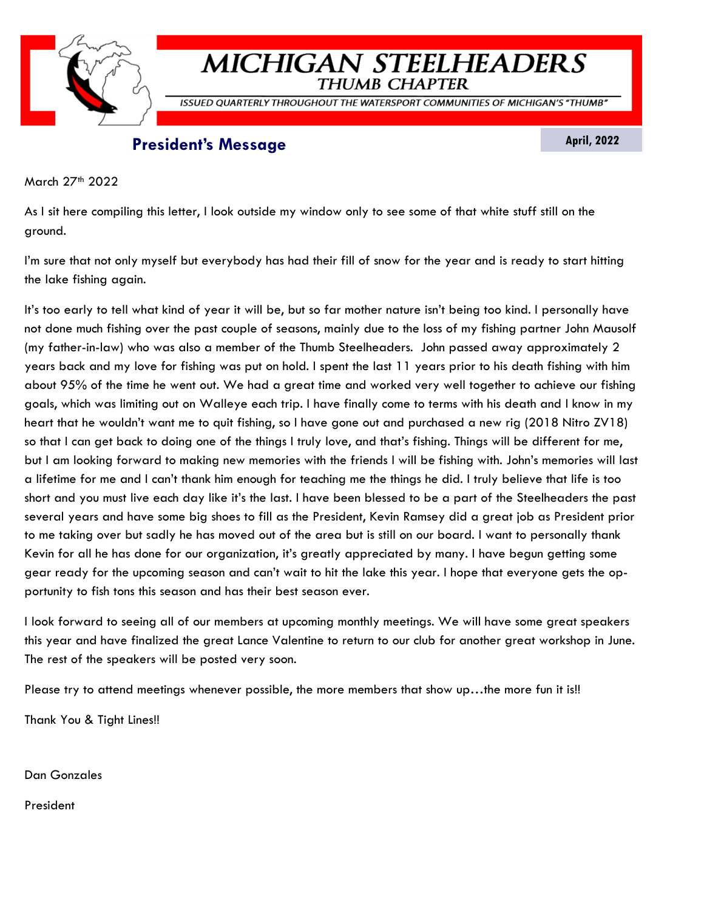# MICHIGAN STEELHEADERS

## THUMB CHAPTER

ISSUED QUARTERLY THROUGHOUT THE WATERSPORT COMMUNITIES OF MICHIGAN'S "THUMB"

## President's Message

**April, 2022**

March 27th 2022

As I sit here compiling this letter, I look outside my window only to see some of that white stuff still on the ground.

I'm sure that not only myself but everybody has had their fill of snow for the year and is ready to start hitting the lake fishing again.

It's too early to tell what kind of year it will be, but so far mother nature isn't being too kind. I personally have not done much fishing over the past couple of seasons, mainly due to the loss of my fishing partner John Mausolf (my father-in-law) who was also a member of the Thumb Steelheaders. John passed away approximately 2 years back and my love for fishing was put on hold. I spent the last 11 years prior to his death fishing with him about 95% of the time he went out. We had a great time and worked very well together to achieve our fishing goals, which was limiting out on Walleye each trip. I have finally come to terms with his death and I know in my heart that he wouldn't want me to quit fishing, so I have gone out and purchased a new rig (2018 Nitro ZV18) so that I can get back to doing one of the things I truly love, and that's fishing. Things will be different for me, but I am looking forward to making new memories with the friends I will be fishing with. John's memories will last a lifetime for me and I can't thank him enough for teaching me the things he did. I truly believe that life is too short and you must live each day like it's the last. I have been blessed to be a part of the Steelheaders the past several years and have some big shoes to fill as the President, Kevin Ramsey did a great job as President prior to me taking over but sadly he has moved out of the area but is still on our board. I want to personally thank Kevin for all he has done for our organization, it's greatly appreciated by many. I have begun getting some gear ready for the upcoming season and can't wait to hit the lake this year. I hope that everyone gets the opportunity to fish tons this season and has their best season ever.

I look forward to seeing all of our members at upcoming monthly meetings. We will have some great speakers this year and have finalized the great Lance Valentine to return to our club for another great workshop in June. The rest of the speakers will be posted very soon.

Please try to attend meetings whenever possible, the more members that show up…the more fun it is!!

Thank You & Tight Lines!!

Dan Gonzales

President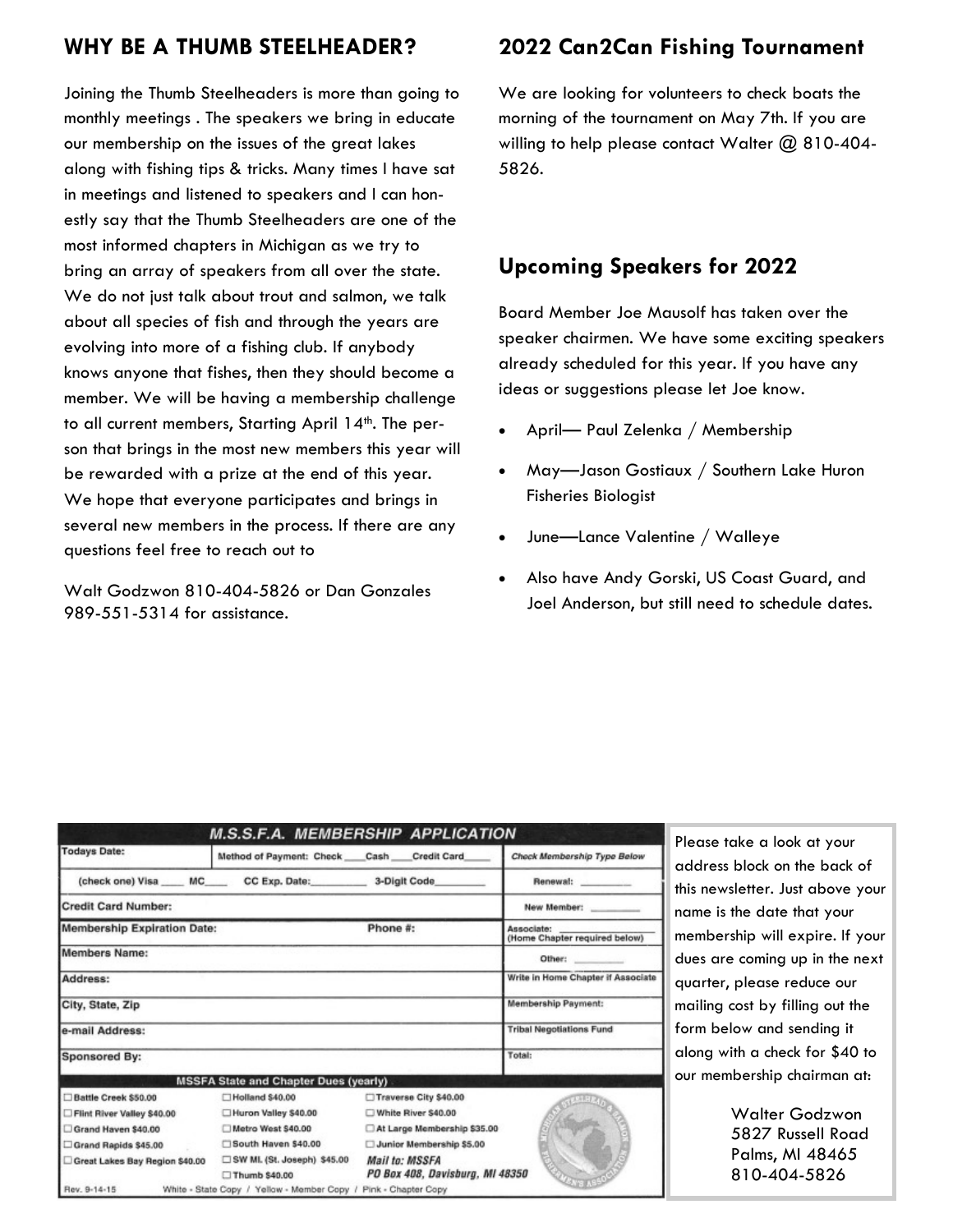## WHY BE A THUMB STEELHEADER?

Joining the Thumb Steelheaders is more than going to monthly meetings . The speakers we bring in educate our membership on the issues of the great lakes along with fishing tips & tricks. Many times I have sat in meetings and listened to speakers and I can honestly say that the Thumb Steelheaders are one of the most informed chapters in Michigan as we try to bring an array of speakers from all over the state. We do not just talk about trout and salmon, we talk about all species of fish and through the years are evolving into more of a fishing club. If anybody knows anyone that fishes, then they should become a member. We will be having a membership challenge to all current members, Starting April 14th. The person that brings in the most new members this year will be rewarded with a prize at the end of this year. We hope that everyone participates and brings in several new members in the process. If there are any questions feel free to reach out to

Walt Godzwon 810-404-5826 or Dan Gonzales 989-551-5314 for assistance.

## 2022 Can2Can Fishing Tournament

We are looking for volunteers to check boats the morning of the tournament on May 7th. If you are willing to help please contact Walter @ 810-404-5826.

## Upcoming Speakers for 2022

Board Member Joe Mausolf has taken over the speaker chairmen. We have some exciting speakers already scheduled for this year. If you have any ideas or suggestions please let Joe know.

- April— Paul Zelenka / Membership
- May—Jason Gostiaux / Southern Lake Huron Fisheries Biologist
- June—Lance Valentine / Walleye
- Also have Andy Gorski, US Coast Guard, and Joel Anderson, but still need to schedule dates.

### M.S.S.F.A. MEMBERSHIP APPLICATION

| | | | |
|---|---|---|---|
| Todays Date: | Method of Payment: Check ____ Cash ____ Credit Card____ | | Check Membership Type Below |
| (check one) Visa ____ MC____ | CC Exp. Date:__________ | 3-Digit Code________ | Renewal: ________ |
| Credit Card Number: | | | New Member: ________ |
| Membership Expiration Date: | | Phone #: | Associate: ________ (Home Chapter required below) |
| Members Name: | | | Other: ________ |
| Address: | | | Write in Home Chapter if Associate |
| City, State, Zip | | | Membership Payment: |
| e-mail Address: | | | Tribal Negotiations Fund |
| Sponsored By: | | | Total: |

**MSSFA State and Chapter Dues (yearly)**

| | | |
|---|---|---|
| ☐ Battle Creek $50.00 | ☐ Holland $40.00 | ☐ Traverse City $40.00 |
| ☐ Flint River Valley $40.00 | ☐ Huron Valley $40.00 | ☐ White River $40.00 |
| ☐ Grand Haven $40.00 | ☐ Metro West $40.00 | ☐ At Large Membership $35.00 |
| ☐ Grand Rapids $45.00 | ☐ South Haven $40.00 | ☐ Junior Membership $5.00 |
| ☐ Great Lakes Bay Region $40.00 | ☐ SW MI. (St. Joseph) $45.00 | *Mail to: MSSFA* |
| | ☐ Thumb $40.00 | *PO Box 408, Davisburg, MI 48350* |

Rev. 9-14-15 White - State Copy / Yellow - Member Copy / Pink - Chapter Copy

Please take a look at your address block on the back of this newsletter. Just above your name is the date that your membership will expire. If your dues are coming up in the next quarter, please reduce our mailing cost by filling out the form below and sending it along with a check for $40 to our membership chairman at:

Walter Godzwon
5827 Russell Road
Palms, MI 48465
810-404-5826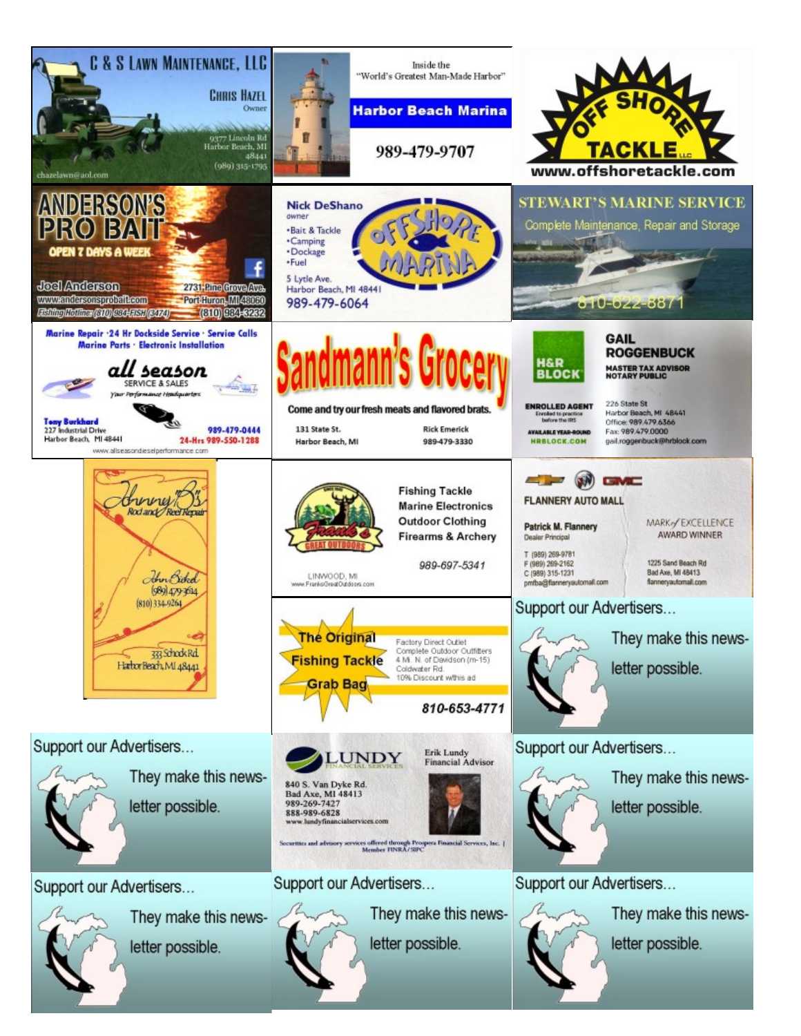**C & S LAWN MAINTENANCE, LLC**
Chris Hazel
Owner
9377 Lincoln Rd
Harbor Beach, MI
48441
(989) 315-1795
chazelawn@aol.com

Inside the
"World's Greatest Man-Made Harbor"
**Harbor Beach Marina**
989-479-9707

**OFF SHORE TACKLE LLC**
www.offshoretackle.com

**ANDERSON'S PRO BAIT**
OPEN 7 DAYS A WEEK
Joel Anderson
www.andersonsprobait.com
Fishing Hotline: (810) 984-FISH (3474)
2731 Pine Grove Ave.
Port Huron, MI 48060
(810) 984-3232

Nick DeShano
owner
- Bait & Tackle
- Camping
- Dockage
- Fuel

**OFFSHORE MARINA**
5 Lytle Ave.
Harbor Beach, MI 48441
989-479-6064

**STEWART'S MARINE SERVICE**
Complete Maintenance, Repair and Storage
810-622-8871

Marine Repair · 24 Hr Dockside Service · Service Calls
Marine Parts · Electronic Installation
**all season**
SERVICE & SALES
Your Performance Headquarters
Tony Burkhard
227 Industrial Drive
Harbor Beach, MI 48441
989-479-0444
24-Hrs 989-550-1288
www.allseasondieselperformance.com

**Sandmann's Grocery**
Come and try our fresh meats and flavored brats.
131 State St.
Harbor Beach, MI
Rick Emerick
989-479-3330

**H&R BLOCK**
GAIL ROGGENBUCK
MASTER TAX ADVISOR
NOTARY PUBLIC
ENROLLED AGENT
Enrolled to practice before the IRS
AVAILABLE YEAR-ROUND
HRBLOCK.COM
226 State St
Harbor Beach, MI 48441
Office: 989.479.6366
Fax: 989.479.0000
gail.roggenbuck@hrblock.com

**Johnny B's**
Rod and Reel Repair
John Bickel
(989) 479-3614
(810) 334-9264
333 Schock Rd.
Harbor Beach, MI 48441

**Frank's Great Outdoors**
Fishing Tackle
Marine Electronics
Outdoor Clothing
Firearms & Archery
989-697-5341
LINWOOD, MI
www.FranksGreatOutdoors.com

FLANNERY AUTO MALL
Patrick M. Flannery
Dealer Principal
T (989) 269-9781
F (989) 269-2162
C (989) 315-1231
pmfba@flanneryautomall.com
MARK of EXCELLENCE AWARD WINNER
1225 Sand Beach Rd
Bad Axe, MI 48413
flanneryautomall.com

**The Original Fishing Tackle Grab Bag**
Factory Direct Outlet
Complete Outdoor Outfitters
4 Mi. N. of Davidson (m-15)
Coldwater Rd.
10% Discount w/this ad
810-653-4771

Support our Advertisers...
They make this newsletter possible.

Support our Advertisers...
They make this newsletter possible.

**LUNDY FINANCIAL SERVICES**
Erik Lundy
Financial Advisor
840 S. Van Dyke Rd.
Bad Axe, MI 48413
989-269-7427
888-989-6828
www.lundyfinancialservices.com
Securities and advisory services offered through Prospera Financial Services, Inc. | Member FINRA/SIPC

Support our Advertisers...
They make this newsletter possible.

Support our Advertisers...
They make this newsletter possible.

Support our Advertisers...
They make this newsletter possible.

Support our Advertisers...
They make this newsletter possible.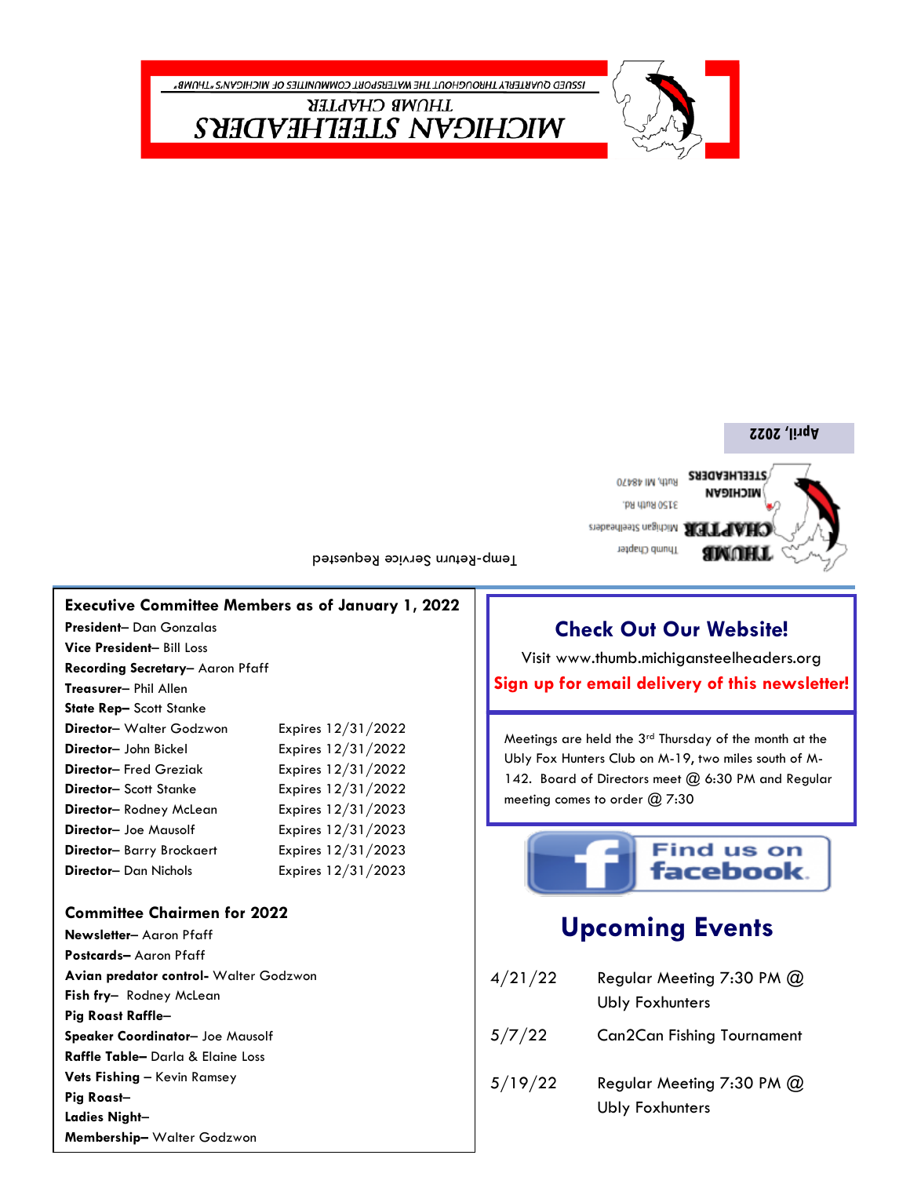MICHIGAN STEELHEADERS

THUMB CHAPTER

ISSUED QUARTERLY THROUGHOUT THE WATERSPORT COMMUNITIES OF MICHIGAN'S "THUMB"

April, 2022

THUMB CHAPTER MICHIGAN STEELHEADERS

Thumb Chapter
Michigan Steelheaders
3150 Ruth Rd.
Ruth, MI 48470

Temp-Return Service Requested

## Executive Committee Members as of January 1, 2022

**President**– Dan Gonzalas
**Vice President**– Bill Loss
**Recording Secretary**– Aaron Pfaff
**Treasurer**– Phil Allen
**State Rep**– Scott Stanke

| | |
|---|---|
| **Director**– Walter Godzwon | Expires 12/31/2022 |
| **Director**– John Bickel | Expires 12/31/2022 |
| **Director**– Fred Greziak | Expires 12/31/2022 |
| **Director**– Scott Stanke | Expires 12/31/2022 |
| **Director**– Rodney McLean | Expires 12/31/2023 |
| **Director**– Joe Mausolf | Expires 12/31/2023 |
| **Director**– Barry Brockaert | Expires 12/31/2023 |
| **Director**– Dan Nichols | Expires 12/31/2023 |

## Committee Chairmen for 2022

**Newsletter**– Aaron Pfaff
**Postcards**– Aaron Pfaff
**Avian predator control**- Walter Godzwon
**Fish fry**– Rodney McLean
**Pig Roast Raffle**–
**Speaker Coordinator**– Joe Mausolf
**Raffle Table**– Darla & Elaine Loss
**Vets Fishing** – Kevin Ramsey
**Pig Roast**–
**Ladies Night**–
**Membership**– Walter Godzwon

## Check Out Our Website!

Visit www.thumb.michigansteelheaders.org

**Sign up for email delivery of this newsletter!**

Meetings are held the 3rd Thursday of the month at the Ubly Fox Hunters Club on M-19, two miles south of M-142. Board of Directors meet @ 6:30 PM and Regular meeting comes to order @ 7:30

Find us on facebook

## Upcoming Events

| | |
|---|---|
| 4/21/22 | Regular Meeting 7:30 PM @ Ubly Foxhunters |
| 5/7/22 | Can2Can Fishing Tournament |
| 5/19/22 | Regular Meeting 7:30 PM @ Ubly Foxhunters |